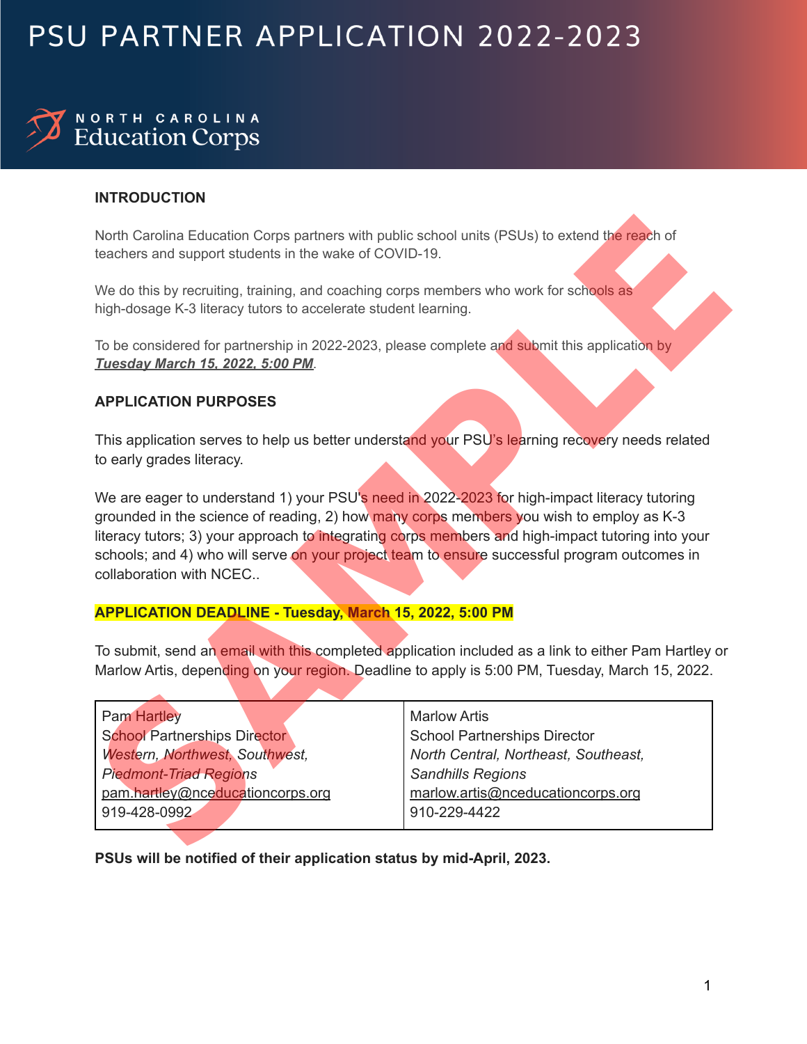# PSU PARTNER APPLICATION 2022-2023

NORTH CAROLINA
Education Corps

## INTRODUCTION

North Carolina Education Corps partners with public school units (PSUs) to extend the reach of teachers and support students in the wake of COVID-19.

We do this by recruiting, training, and coaching corps members who work for schools as high-dosage K-3 literacy tutors to accelerate student learning.

To be considered for partnership in 2022-2023, please complete and submit this application by ***Tuesday March 15, 2022, 5:00 PM***.

## APPLICATION PURPOSES

This application serves to help us better understand your PSU's learning recovery needs related to early grades literacy.

We are eager to understand 1) your PSU's need in 2022-2023 for high-impact literacy tutoring grounded in the science of reading, 2) how many corps members you wish to employ as K-3 literacy tutors; 3) your approach to integrating corps members and high-impact tutoring into your schools; and 4) who will serve on your project team to ensure successful program outcomes in collaboration with NCEC..

**APPLICATION DEADLINE - Tuesday, March 15, 2022, 5:00 PM**

To submit, send an email with this completed application included as a link to either Pam Hartley or Marlow Artis, depending on your region. Deadline to apply is 5:00 PM, Tuesday, March 15, 2022.

| | |
|---|---|
| Pam Hartley<br>School Partnerships Director<br>*Western, Northwest, Southwest, Piedmont-Triad Regions*<br>pam.hartley@nceducationcorps.org<br>919-428-0992 | Marlow Artis<br>School Partnerships Director<br>*North Central, Northeast, Southeast, Sandhills Regions*<br>marlow.artis@nceducationcorps.org<br>910-229-4422 |

**PSUs will be notified of their application status by mid-April, 2023.**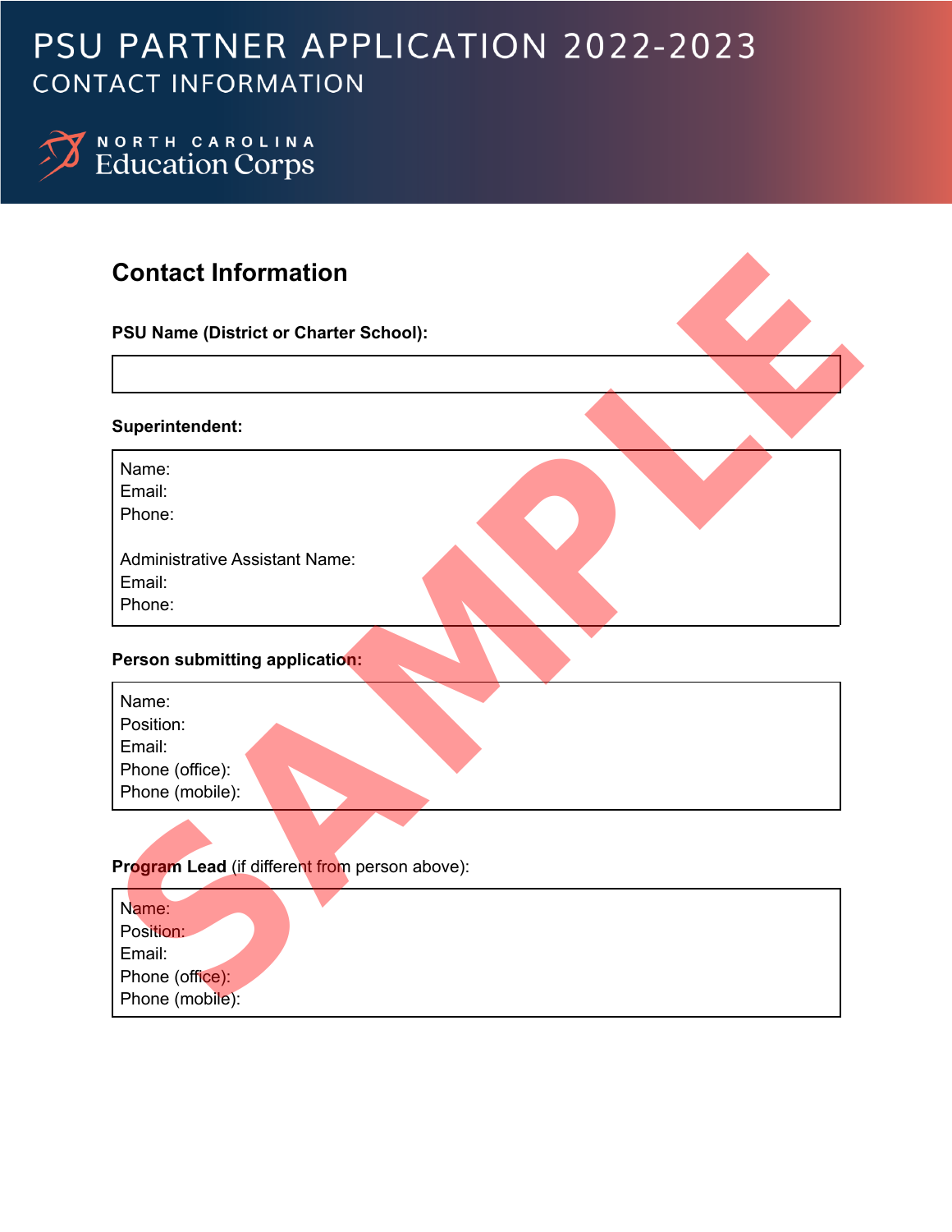# PSU PARTNER APPLICATION 2022-2023
## CONTACT INFORMATION

NORTH CAROLINA Education Corps

## Contact Information

**PSU Name (District or Charter School):**

**Superintendent:**

Name:
Email:
Phone:

Administrative Assistant Name:
Email:
Phone:

**Person submitting application:**

Name:
Position:
Email:
Phone (office):
Phone (mobile):

**Program Lead** (if different from person above):

Name:
Position:
Email:
Phone (office):
Phone (mobile):

SAMPLE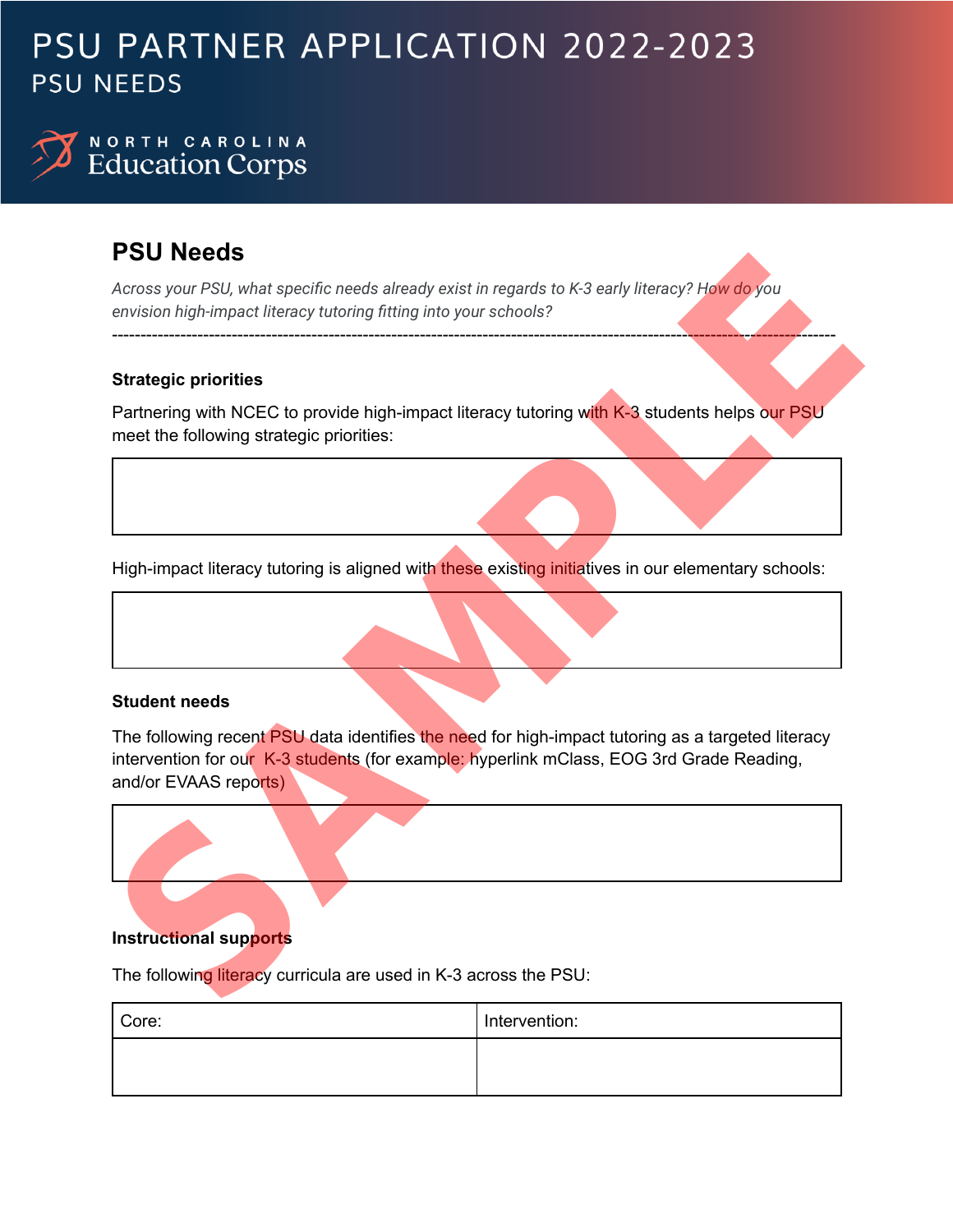# PSU PARTNER APPLICATION 2022-2023

## PSU NEEDS

NORTH CAROLINA Education Corps

## PSU Needs

*Across your PSU, what specific needs already exist in regards to K-3 early literacy? How do you envision high-impact literacy tutoring fitting into your schools?*

---

### Strategic priorities

Partnering with NCEC to provide high-impact literacy tutoring with K-3 students helps our PSU meet the following strategic priorities:

| |
|---|
| |

High-impact literacy tutoring is aligned with these existing initiatives in our elementary schools:

| |
|---|
| |

### Student needs

The following recent PSU data identifies the need for high-impact tutoring as a targeted literacy intervention for our K-3 students (for example: hyperlink mClass, EOG 3rd Grade Reading, and/or EVAAS reports)

| |
|---|
| |

### Instructional supports

The following literacy curricula are used in K-3 across the PSU:

| Core: | Intervention: |
|---|---|
| | |

SAMPLE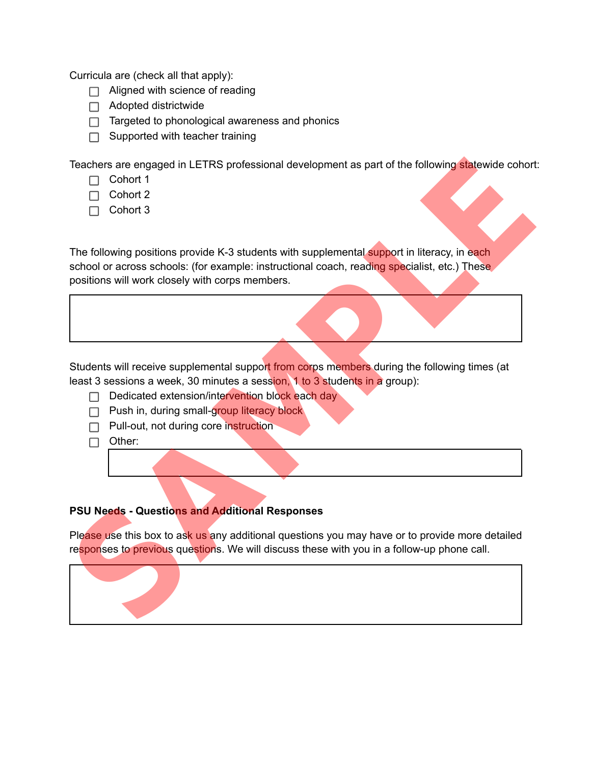Curricula are (check all that apply):

- ☐ Aligned with science of reading
- ☐ Adopted districtwide
- ☐ Targeted to phonological awareness and phonics
- ☐ Supported with teacher training

Teachers are engaged in LETRS professional development as part of the following statewide cohort:

- ☐ Cohort 1
- ☐ Cohort 2
- ☐ Cohort 3

The following positions provide K-3 students with supplemental support in literacy, in each school or across schools: (for example: instructional coach, reading specialist, etc.) These positions will work closely with corps members.

| |
|---|
| |

Students will receive supplemental support from corps members during the following times (at least 3 sessions a week, 30 minutes a session, 1 to 3 students in a group):

- ☐ Dedicated extension/intervention block each day
- ☐ Push in, during small-group literacy block
- ☐ Pull-out, not during core instruction
- ☐ Other:

| |
|---|
| |

**PSU Needs - Questions and Additional Responses**

Please use this box to ask us any additional questions you may have or to provide more detailed responses to previous questions. We will discuss these with you in a follow-up phone call.

| |
|---|
| |

SAMPLE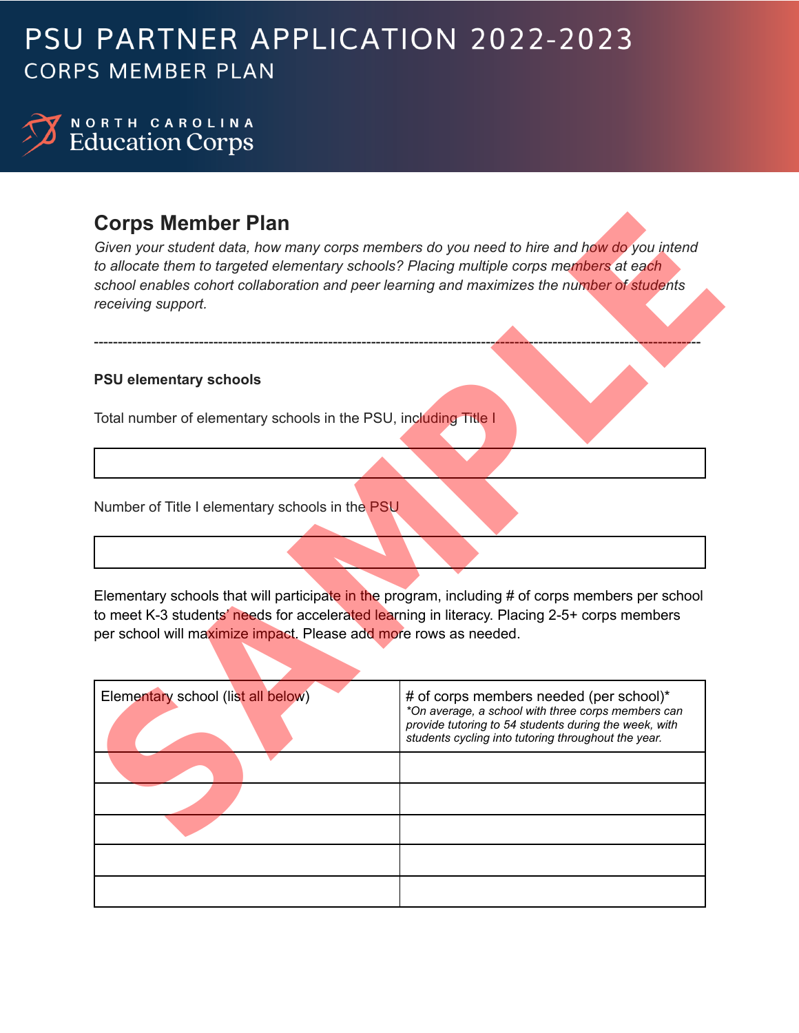# PSU PARTNER APPLICATION 2022-2023

## CORPS MEMBER PLAN

NORTH CAROLINA Education Corps

## Corps Member Plan

*Given your student data, how many corps members do you need to hire and how do you intend to allocate them to targeted elementary schools? Placing multiple corps members at each school enables cohort collaboration and peer learning and maximizes the number of students receiving support.*

---

**PSU elementary schools**

Total number of elementary schools in the PSU, including Title I

| |
|---|
| |

Number of Title I elementary schools in the PSU

| |
|---|
| |

Elementary schools that will participate in the program, including # of corps members per school to meet K-3 students' needs for accelerated learning in literacy. Placing 2-5+ corps members per school will maximize impact. Please add more rows as needed.

| Elementary school (list all below) | # of corps members needed (per school)* *\*On average, a school with three corps members can provide tutoring to 54 students during the week, with students cycling into tutoring throughout the year.* |
|---|---|
| | |
| | |
| | |
| | |
| | |

SAMPLE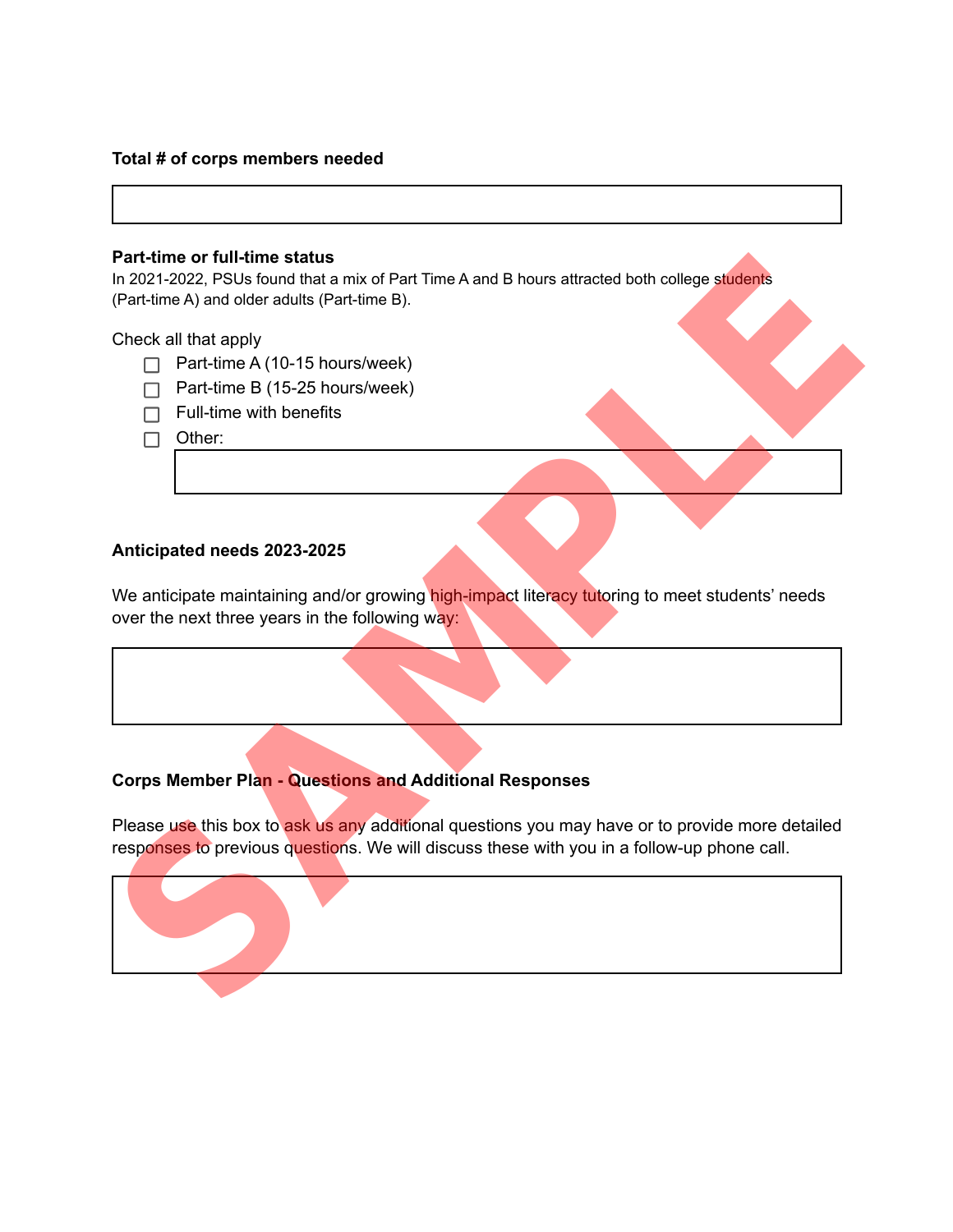**Total # of corps members needed**

**Part-time or full-time status**

In 2021-2022, PSUs found that a mix of Part Time A and B hours attracted both college students (Part-time A) and older adults (Part-time B).

Check all that apply

- [ ] Part-time A (10-15 hours/week)
- [ ] Part-time B (15-25 hours/week)
- [ ] Full-time with benefits
- [ ] Other:

**Anticipated needs 2023-2025**

We anticipate maintaining and/or growing high-impact literacy tutoring to meet students' needs over the next three years in the following way:

**Corps Member Plan - Questions and Additional Responses**

Please use this box to ask us any additional questions you may have or to provide more detailed responses to previous questions. We will discuss these with you in a follow-up phone call.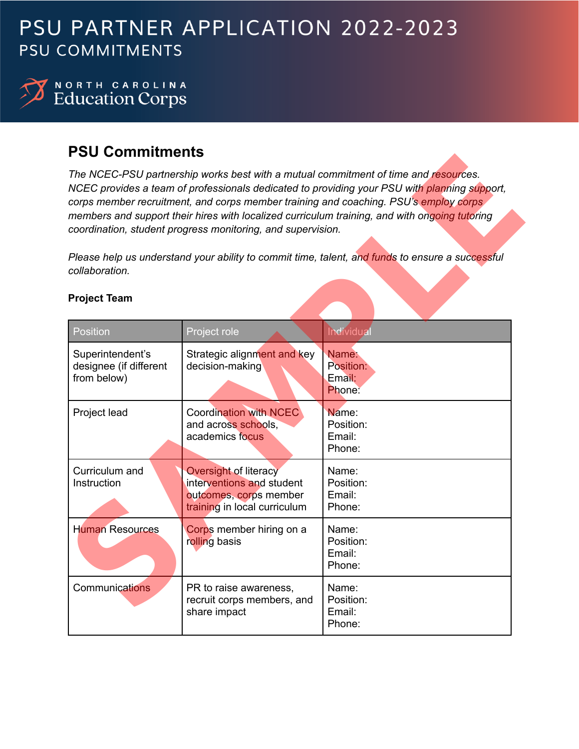# PSU PARTNER APPLICATION 2022-2023
## PSU COMMITMENTS

NORTH CAROLINA Education Corps

## PSU Commitments

*The NCEC-PSU partnership works best with a mutual commitment of time and resources. NCEC provides a team of professionals dedicated to providing your PSU with planning support, corps member recruitment, and corps member training and coaching. PSU's employ corps members and support their hires with localized curriculum training, and with ongoing tutoring coordination, student progress monitoring, and supervision.*

*Please help us understand your ability to commit time, talent, and funds to ensure a successful collaboration.*

**Project Team**

| Position | Project role | Individual |
|---|---|---|
| Superintendent's designee (if different from below) | Strategic alignment and key decision-making | Name:<br>Position:<br>Email:<br>Phone: |
| Project lead | Coordination with NCEC and across schools, academics focus | Name:<br>Position:<br>Email:<br>Phone: |
| Curriculum and Instruction | Oversight of literacy interventions and student outcomes, corps member training in local curriculum | Name:<br>Position:<br>Email:<br>Phone: |
| Human Resources | Corps member hiring on a rolling basis | Name:<br>Position:<br>Email:<br>Phone: |
| Communications | PR to raise awareness, recruit corps members, and share impact | Name:<br>Position:<br>Email:<br>Phone: |

SAMPLE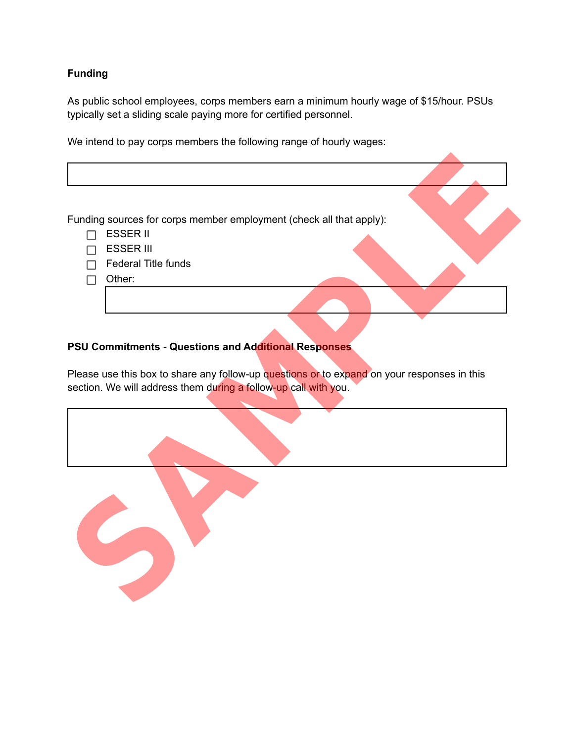**Funding**

As public school employees, corps members earn a minimum hourly wage of $15/hour. PSUs typically set a sliding scale paying more for certified personnel.

We intend to pay corps members the following range of hourly wages:

| |
|---|
| |

Funding sources for corps member employment (check all that apply):

- ☐ ESSER II
- ☐ ESSER III
- ☐ Federal Title funds
- ☐ Other:

| |
|---|
| |

**PSU Commitments - Questions and Additional Responses**

Please use this box to share any follow-up questions or to expand on your responses in this section. We will address them during a follow-up call with you.

| |
|---|
| |

SAMPLE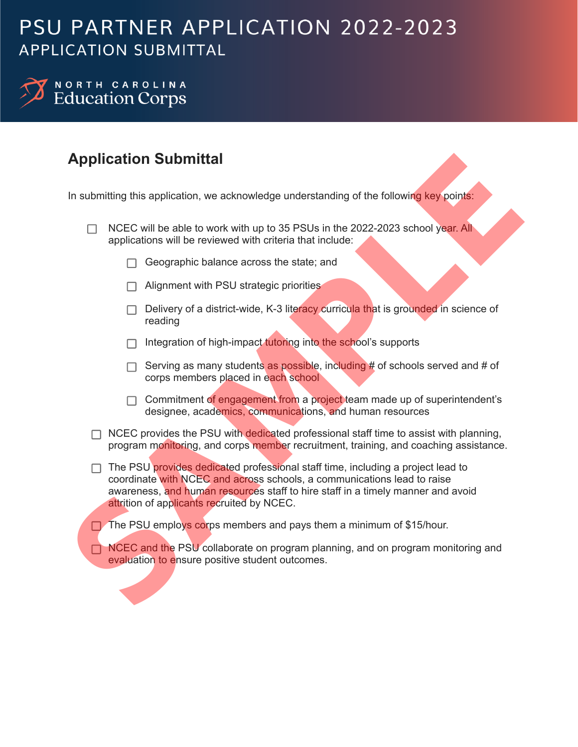# PSU PARTNER APPLICATION 2022-2023

## APPLICATION SUBMITTAL

NORTH CAROLINA
Education Corps

## Application Submittal

In submitting this application, we acknowledge understanding of the following key points:

- ☐ NCEC will be able to work with up to 35 PSUs in the 2022-2023 school year. All applications will be reviewed with criteria that include:
  - ☐ Geographic balance across the state; and
  - ☐ Alignment with PSU strategic priorities
  - ☐ Delivery of a district-wide, K-3 literacy curricula that is grounded in science of reading
  - ☐ Integration of high-impact tutoring into the school's supports
  - ☐ Serving as many students as possible, including # of schools served and # of corps members placed in each school
  - ☐ Commitment of engagement from a project team made up of superintendent's designee, academics, communications, and human resources
- ☐ NCEC provides the PSU with dedicated professional staff time to assist with planning, program monitoring, and corps member recruitment, training, and coaching assistance.
- ☐ The PSU provides dedicated professional staff time, including a project lead to coordinate with NCEC and across schools, a communications lead to raise awareness, and human resources staff to hire staff in a timely manner and avoid attrition of applicants recruited by NCEC.
- ☐ The PSU employs corps members and pays them a minimum of $15/hour.
- ☐ NCEC and the PSU collaborate on program planning, and on program monitoring and evaluation to ensure positive student outcomes.

SAMPLE